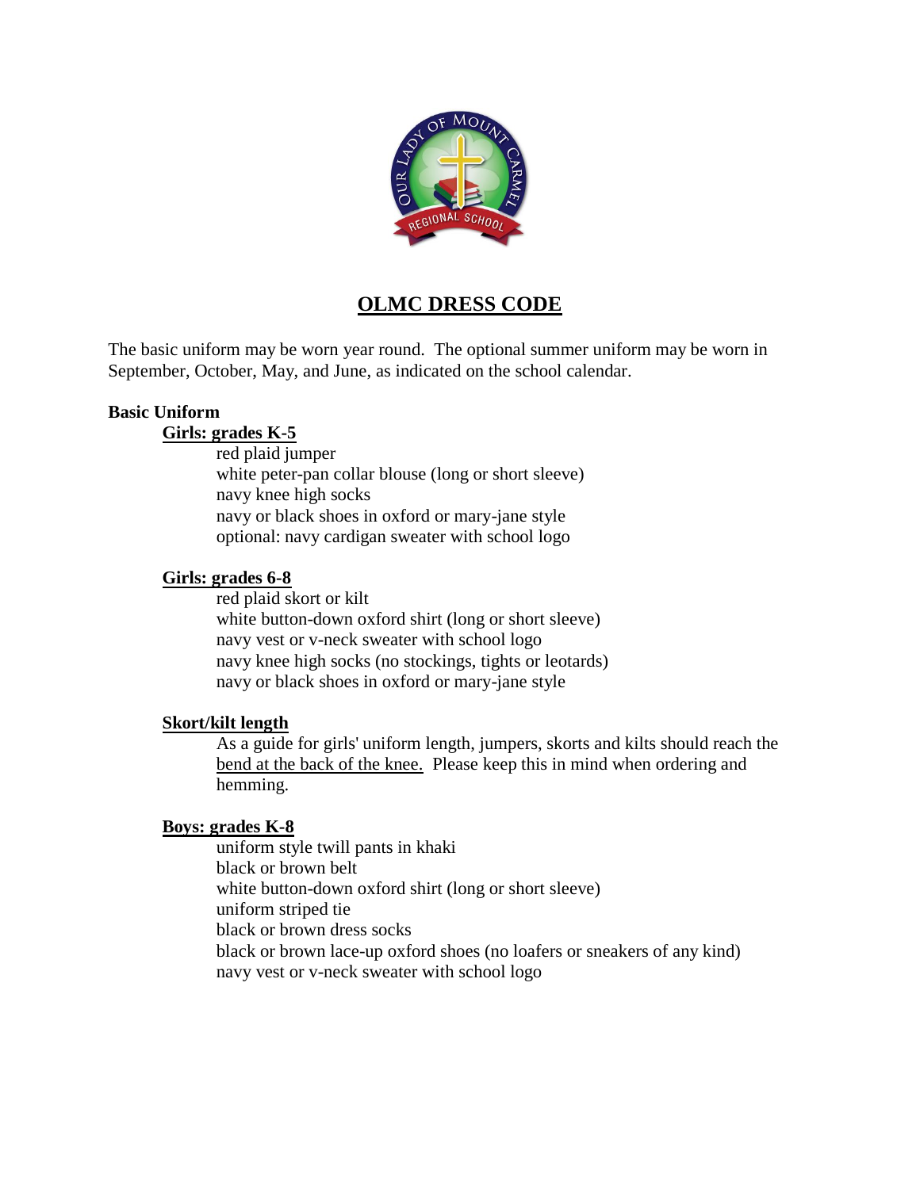# OLMC DRESS CODE

The basic uniform may be worn year round. The optional summer uniform may be worn in September, October, May, and June, as indicated on the school calendar.

**Basic Uniform**

**Girls: grades K-5**

- red plaid jumper
- white peter-pan collar blouse (long or short sleeve)
- navy knee high socks
- navy or black shoes in oxford or mary-jane style
- optional: navy cardigan sweater with school logo

**Girls: grades 6-8**

- red plaid skort or kilt
- white button-down oxford shirt (long or short sleeve)
- navy vest or v-neck sweater with school logo
- navy knee high socks (no stockings, tights or leotards)
- navy or black shoes in oxford or mary-jane style

**Skort/kilt length**

As a guide for girls' uniform length, jumpers, skorts and kilts should reach the bend at the back of the knee. Please keep this in mind when ordering and hemming.

**Boys: grades K-8**

- uniform style twill pants in khaki
- black or brown belt
- white button-down oxford shirt (long or short sleeve)
- uniform striped tie
- black or brown dress socks
- black or brown lace-up oxford shoes (no loafers or sneakers of any kind)
- navy vest or v-neck sweater with school logo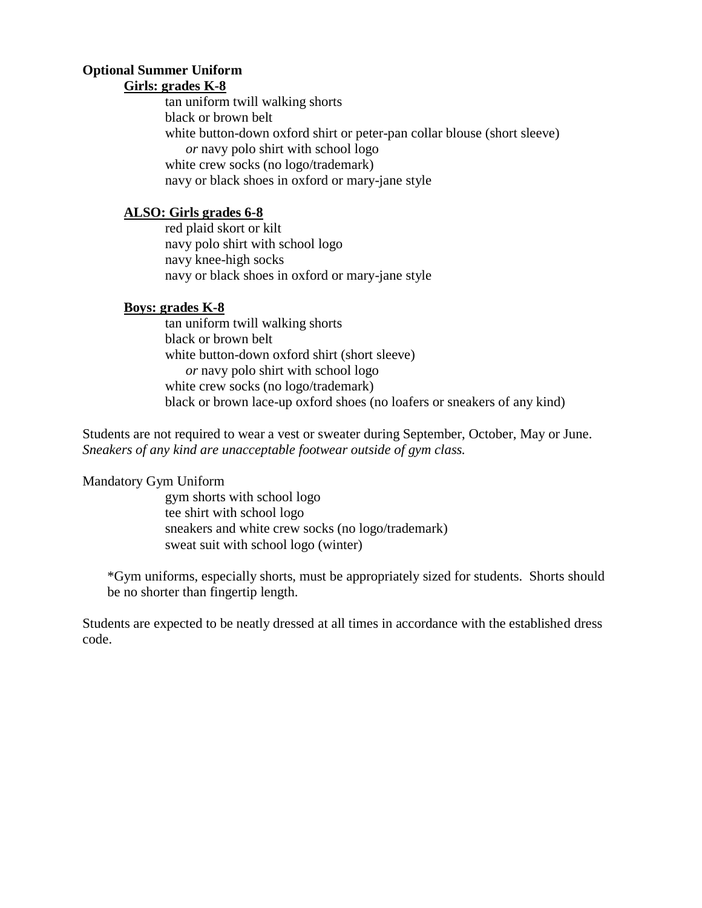**Optional Summer Uniform**

**Girls: grades K-8**

- tan uniform twill walking shorts
- black or brown belt
- white button-down oxford shirt or peter-pan collar blouse (short sleeve)  
  *or* navy polo shirt with school logo
- white crew socks (no logo/trademark)
- navy or black shoes in oxford or mary-jane style

**ALSO: Girls grades 6-8**

- red plaid skort or kilt
- navy polo shirt with school logo
- navy knee-high socks
- navy or black shoes in oxford or mary-jane style

**Boys: grades K-8**

- tan uniform twill walking shorts
- black or brown belt
- white button-down oxford shirt (short sleeve)  
  *or* navy polo shirt with school logo
- white crew socks (no logo/trademark)
- black or brown lace-up oxford shoes (no loafers or sneakers of any kind)

Students are not required to wear a vest or sweater during September, October, May or June. *Sneakers of any kind are unacceptable footwear outside of gym class.*

Mandatory Gym Uniform

- gym shorts with school logo
- tee shirt with school logo
- sneakers and white crew socks (no logo/trademark)
- sweat suit with school logo (winter)

*Gym uniforms, especially shorts, must be appropriately sized for students. Shorts should be no shorter than fingertip length.

Students are expected to be neatly dressed at all times in accordance with the established dress code.